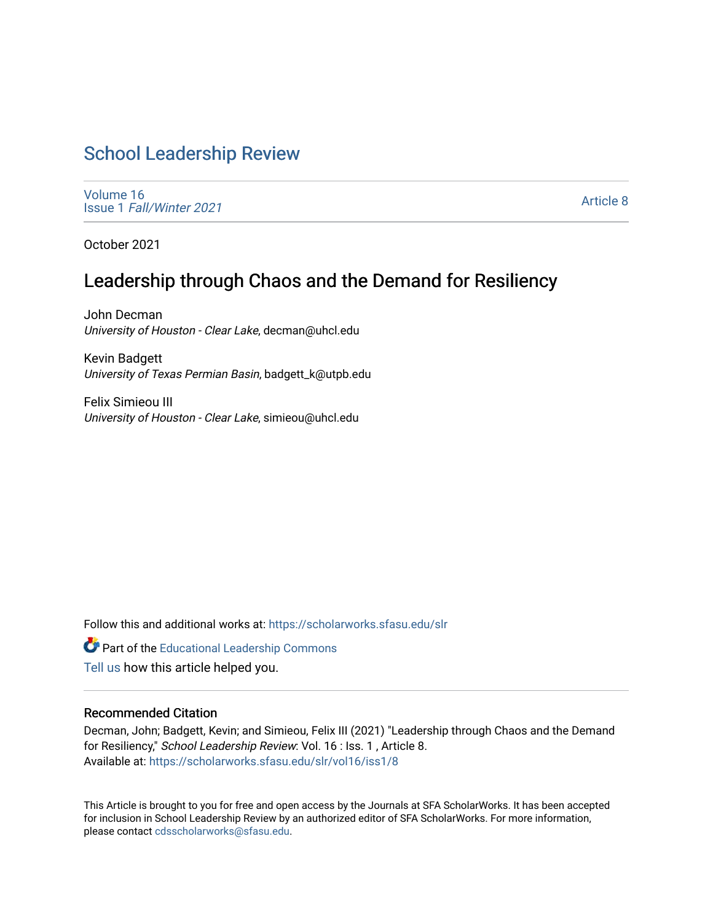# School Leadership Review

Volume 16
Issue 1 *Fall/Winter 2021*

Article 8

October 2021

## Leadership through Chaos and the Demand for Resiliency

John Decman
*University of Houston - Clear Lake*, decman@uhcl.edu

Kevin Badgett
*University of Texas Permian Basin*, badgett_k@utpb.edu

Felix Simieou III
*University of Houston - Clear Lake*, simieou@uhcl.edu

Follow this and additional works at: https://scholarworks.sfasu.edu/slr

Part of the Educational Leadership Commons

Tell us how this article helped you.

### Recommended Citation

Decman, John; Badgett, Kevin; and Simieou, Felix III (2021) "Leadership through Chaos and the Demand for Resiliency," *School Leadership Review*: Vol. 16 : Iss. 1 , Article 8.
Available at: https://scholarworks.sfasu.edu/slr/vol16/iss1/8

This Article is brought to you for free and open access by the Journals at SFA ScholarWorks. It has been accepted for inclusion in School Leadership Review by an authorized editor of SFA ScholarWorks. For more information, please contact cdsscholarworks@sfasu.edu.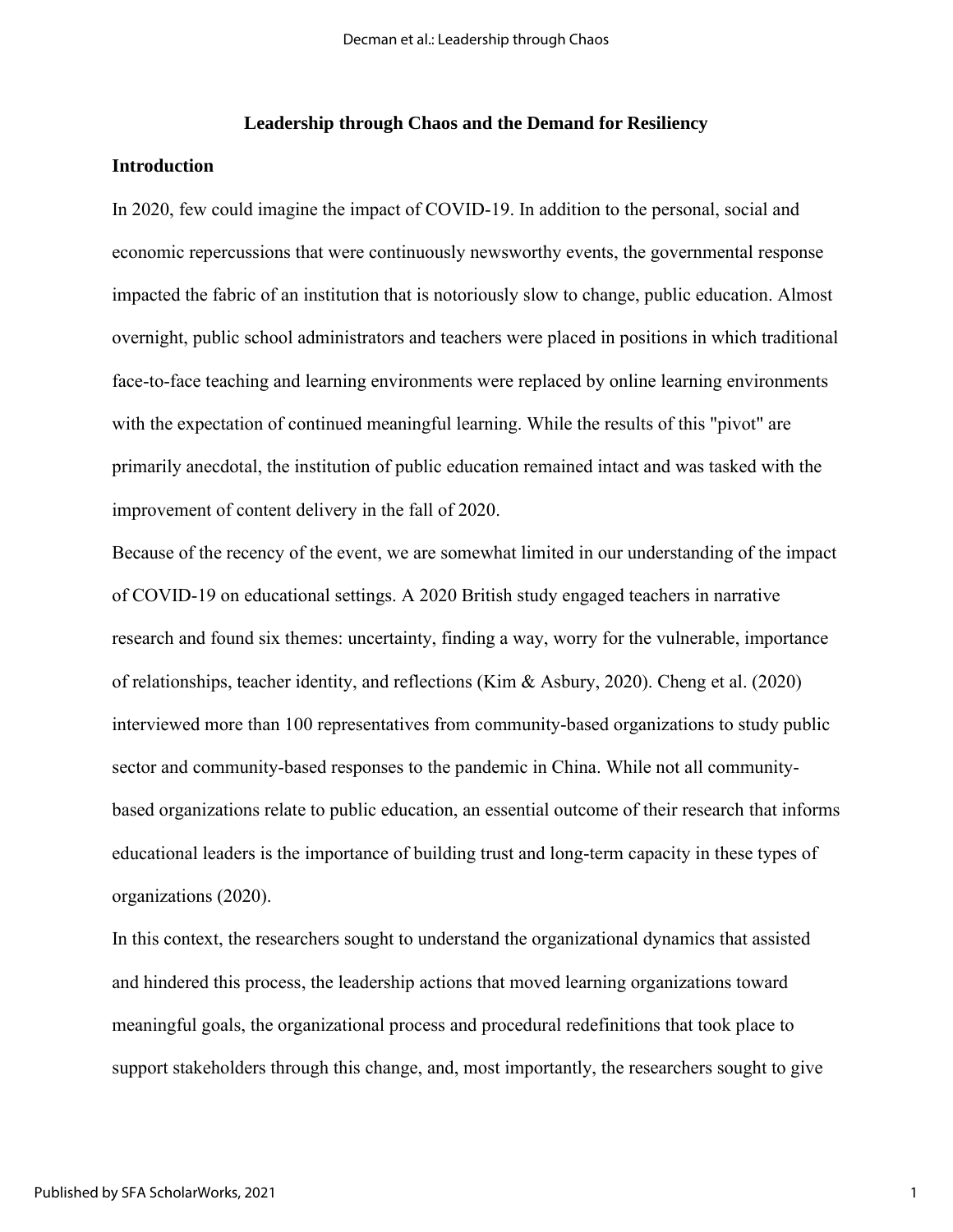# Leadership through Chaos and the Demand for Resiliency

## Introduction

In 2020, few could imagine the impact of COVID-19. In addition to the personal, social and economic repercussions that were continuously newsworthy events, the governmental response impacted the fabric of an institution that is notoriously slow to change, public education. Almost overnight, public school administrators and teachers were placed in positions in which traditional face-to-face teaching and learning environments were replaced by online learning environments with the expectation of continued meaningful learning. While the results of this "pivot" are primarily anecdotal, the institution of public education remained intact and was tasked with the improvement of content delivery in the fall of 2020.

Because of the recency of the event, we are somewhat limited in our understanding of the impact of COVID-19 on educational settings. A 2020 British study engaged teachers in narrative research and found six themes: uncertainty, finding a way, worry for the vulnerable, importance of relationships, teacher identity, and reflections (Kim & Asbury, 2020). Cheng et al. (2020) interviewed more than 100 representatives from community-based organizations to study public sector and community-based responses to the pandemic in China. While not all community-based organizations relate to public education, an essential outcome of their research that informs educational leaders is the importance of building trust and long-term capacity in these types of organizations (2020).

In this context, the researchers sought to understand the organizational dynamics that assisted and hindered this process, the leadership actions that moved learning organizations toward meaningful goals, the organizational process and procedural redefinitions that took place to support stakeholders through this change, and, most importantly, the researchers sought to give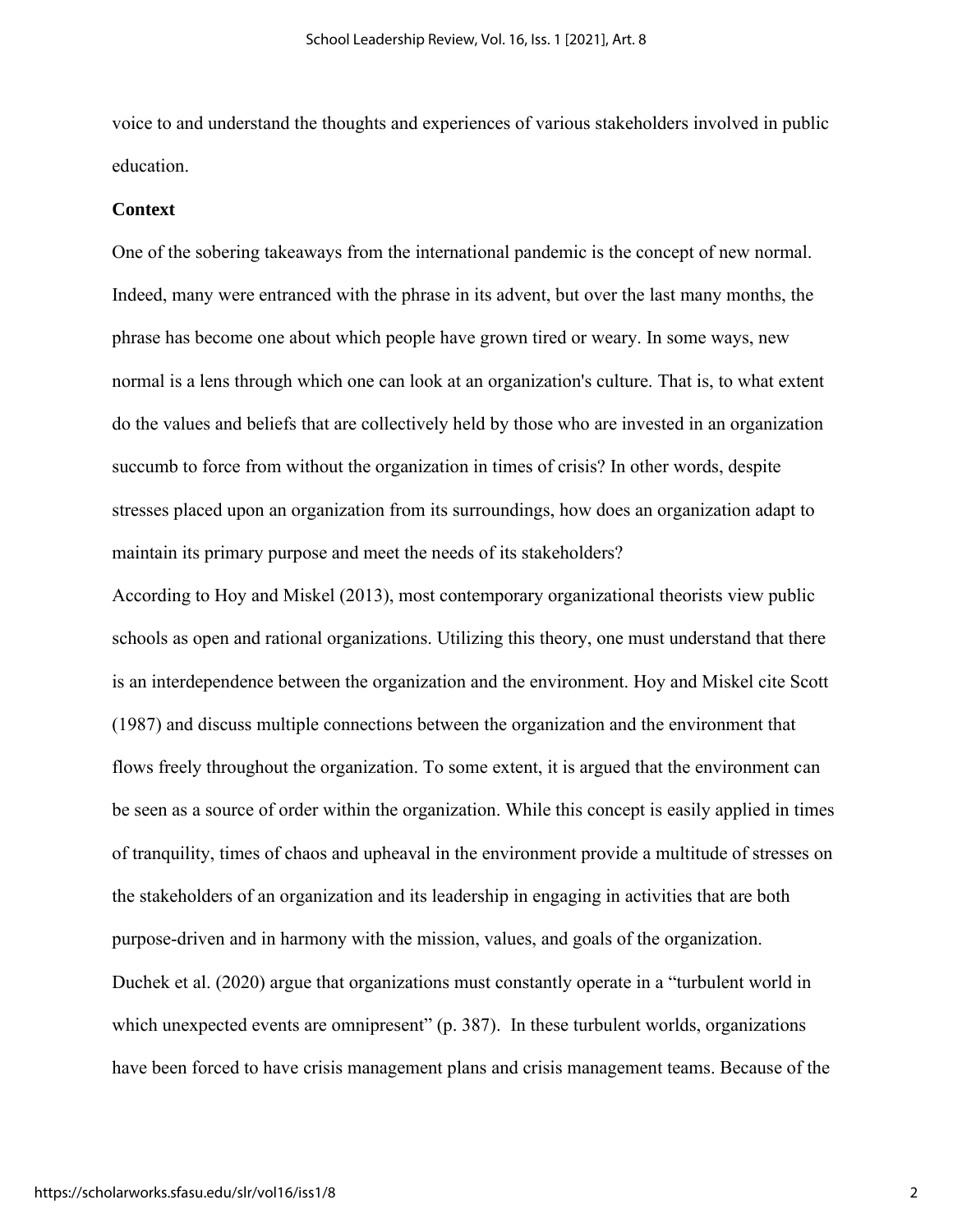voice to and understand the thoughts and experiences of various stakeholders involved in public education.

## Context

One of the sobering takeaways from the international pandemic is the concept of new normal. Indeed, many were entranced with the phrase in its advent, but over the last many months, the phrase has become one about which people have grown tired or weary. In some ways, new normal is a lens through which one can look at an organization's culture. That is, to what extent do the values and beliefs that are collectively held by those who are invested in an organization succumb to force from without the organization in times of crisis? In other words, despite stresses placed upon an organization from its surroundings, how does an organization adapt to maintain its primary purpose and meet the needs of its stakeholders?

According to Hoy and Miskel (2013), most contemporary organizational theorists view public schools as open and rational organizations. Utilizing this theory, one must understand that there is an interdependence between the organization and the environment. Hoy and Miskel cite Scott (1987) and discuss multiple connections between the organization and the environment that flows freely throughout the organization. To some extent, it is argued that the environment can be seen as a source of order within the organization. While this concept is easily applied in times of tranquility, times of chaos and upheaval in the environment provide a multitude of stresses on the stakeholders of an organization and its leadership in engaging in activities that are both purpose-driven and in harmony with the mission, values, and goals of the organization.

Duchek et al. (2020) argue that organizations must constantly operate in a "turbulent world in which unexpected events are omnipresent" (p. 387). In these turbulent worlds, organizations have been forced to have crisis management plans and crisis management teams. Because of the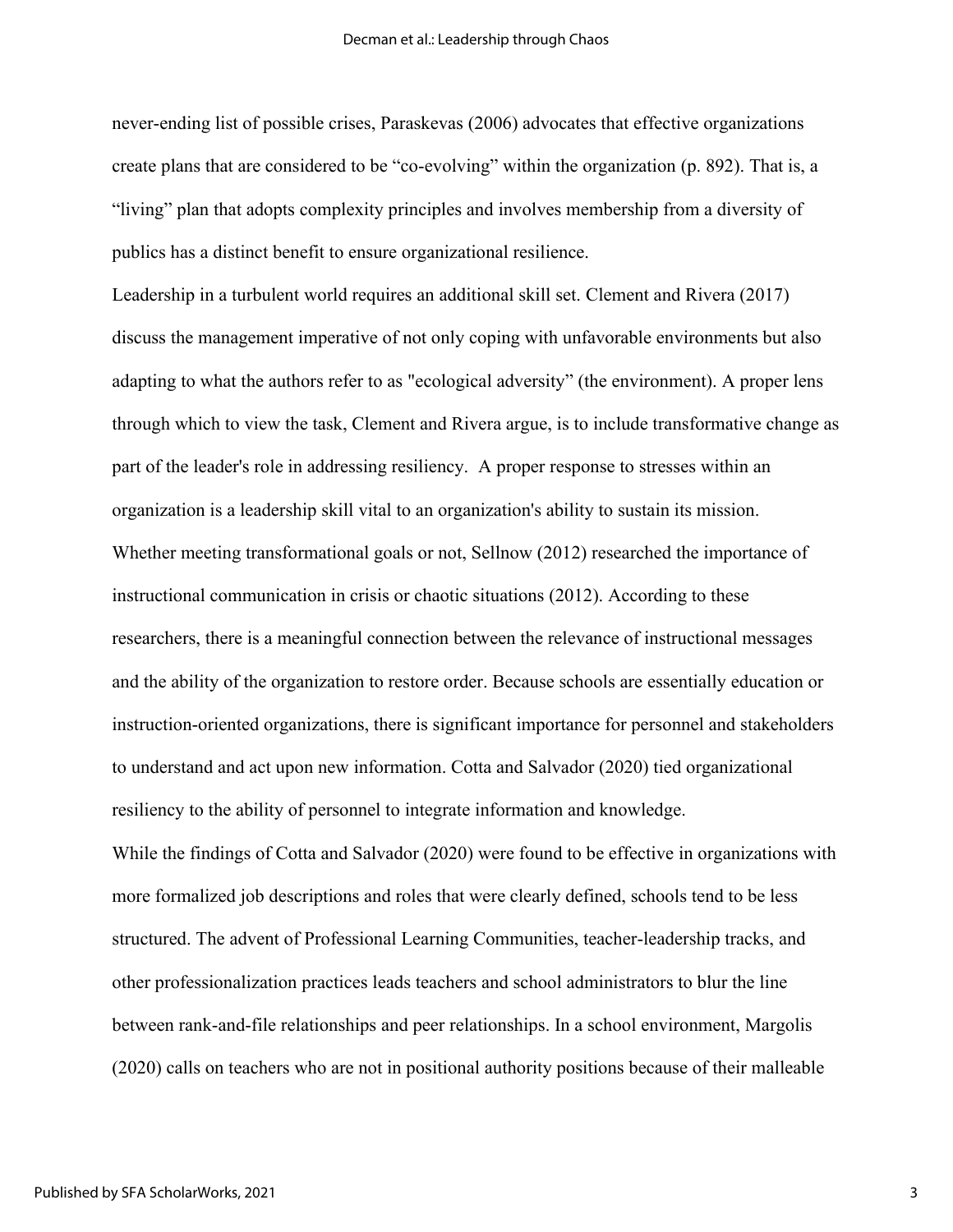never-ending list of possible crises, Paraskevas (2006) advocates that effective organizations create plans that are considered to be "co-evolving" within the organization (p. 892). That is, a "living" plan that adopts complexity principles and involves membership from a diversity of publics has a distinct benefit to ensure organizational resilience.

Leadership in a turbulent world requires an additional skill set. Clement and Rivera (2017) discuss the management imperative of not only coping with unfavorable environments but also adapting to what the authors refer to as "ecological adversity" (the environment). A proper lens through which to view the task, Clement and Rivera argue, is to include transformative change as part of the leader's role in addressing resiliency. A proper response to stresses within an organization is a leadership skill vital to an organization's ability to sustain its mission. Whether meeting transformational goals or not, Sellnow (2012) researched the importance of instructional communication in crisis or chaotic situations (2012). According to these researchers, there is a meaningful connection between the relevance of instructional messages and the ability of the organization to restore order. Because schools are essentially education or instruction-oriented organizations, there is significant importance for personnel and stakeholders to understand and act upon new information. Cotta and Salvador (2020) tied organizational resiliency to the ability of personnel to integrate information and knowledge.

While the findings of Cotta and Salvador (2020) were found to be effective in organizations with more formalized job descriptions and roles that were clearly defined, schools tend to be less structured. The advent of Professional Learning Communities, teacher-leadership tracks, and other professionalization practices leads teachers and school administrators to blur the line between rank-and-file relationships and peer relationships. In a school environment, Margolis (2020) calls on teachers who are not in positional authority positions because of their malleable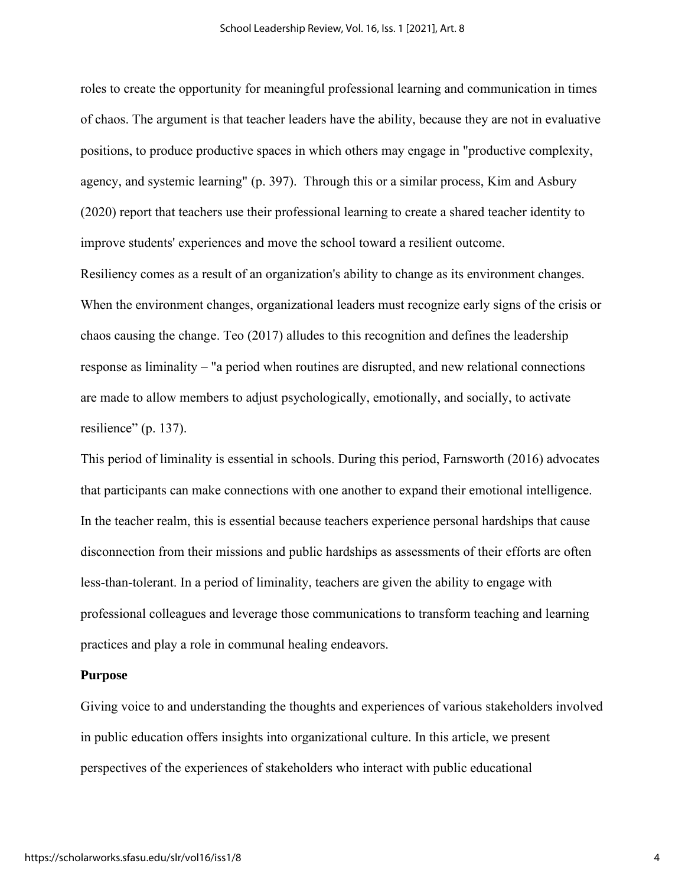roles to create the opportunity for meaningful professional learning and communication in times of chaos. The argument is that teacher leaders have the ability, because they are not in evaluative positions, to produce productive spaces in which others may engage in "productive complexity, agency, and systemic learning" (p. 397). Through this or a similar process, Kim and Asbury (2020) report that teachers use their professional learning to create a shared teacher identity to improve students' experiences and move the school toward a resilient outcome.

Resiliency comes as a result of an organization's ability to change as its environment changes. When the environment changes, organizational leaders must recognize early signs of the crisis or chaos causing the change. Teo (2017) alludes to this recognition and defines the leadership response as liminality – "a period when routines are disrupted, and new relational connections are made to allow members to adjust psychologically, emotionally, and socially, to activate resilience" (p. 137).

This period of liminality is essential in schools. During this period, Farnsworth (2016) advocates that participants can make connections with one another to expand their emotional intelligence. In the teacher realm, this is essential because teachers experience personal hardships that cause disconnection from their missions and public hardships as assessments of their efforts are often less-than-tolerant. In a period of liminality, teachers are given the ability to engage with professional colleagues and leverage those communications to transform teaching and learning practices and play a role in communal healing endeavors.

**Purpose**

Giving voice to and understanding the thoughts and experiences of various stakeholders involved in public education offers insights into organizational culture. In this article, we present perspectives of the experiences of stakeholders who interact with public educational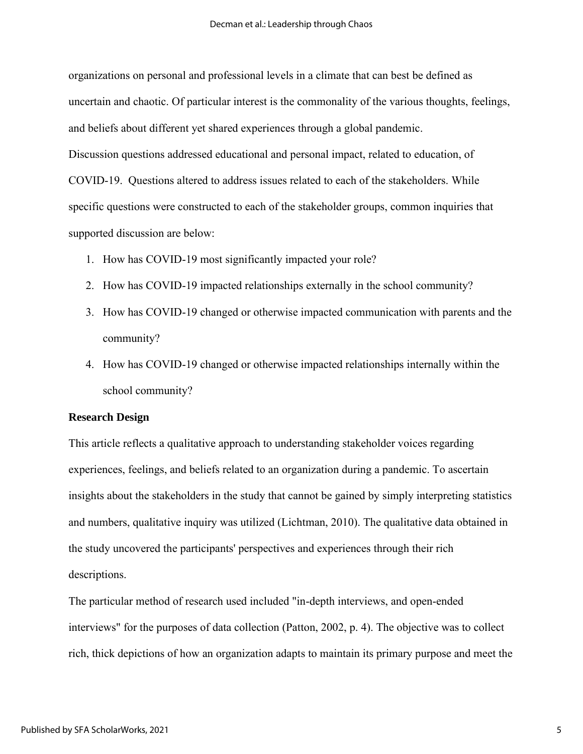organizations on personal and professional levels in a climate that can best be defined as uncertain and chaotic. Of particular interest is the commonality of the various thoughts, feelings, and beliefs about different yet shared experiences through a global pandemic.

Discussion questions addressed educational and personal impact, related to education, of COVID-19. Questions altered to address issues related to each of the stakeholders. While specific questions were constructed to each of the stakeholder groups, common inquiries that supported discussion are below:

1. How has COVID-19 most significantly impacted your role?
2. How has COVID-19 impacted relationships externally in the school community?
3. How has COVID-19 changed or otherwise impacted communication with parents and the community?
4. How has COVID-19 changed or otherwise impacted relationships internally within the school community?

**Research Design**

This article reflects a qualitative approach to understanding stakeholder voices regarding experiences, feelings, and beliefs related to an organization during a pandemic. To ascertain insights about the stakeholders in the study that cannot be gained by simply interpreting statistics and numbers, qualitative inquiry was utilized (Lichtman, 2010). The qualitative data obtained in the study uncovered the participants' perspectives and experiences through their rich descriptions.

The particular method of research used included "in-depth interviews, and open-ended interviews" for the purposes of data collection (Patton, 2002, p. 4). The objective was to collect rich, thick depictions of how an organization adapts to maintain its primary purpose and meet the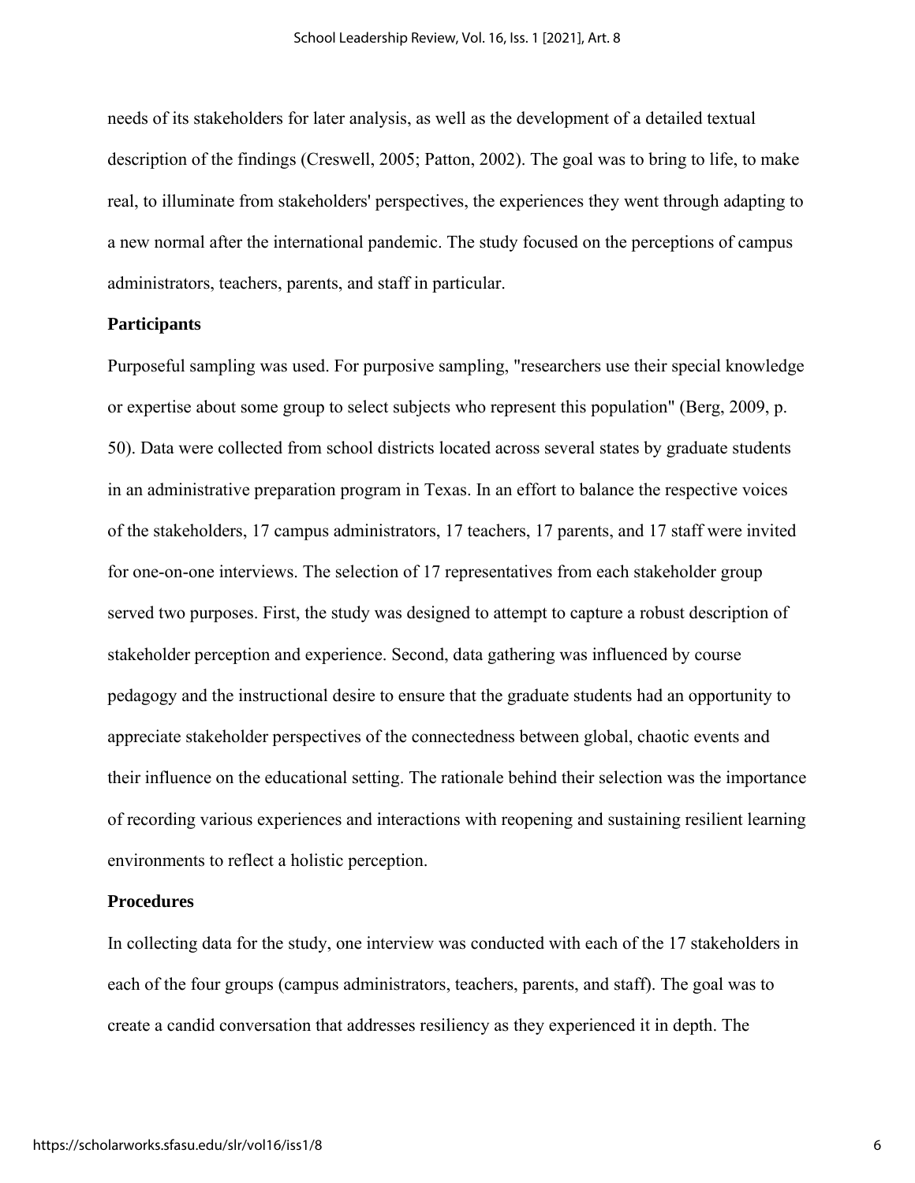needs of its stakeholders for later analysis, as well as the development of a detailed textual description of the findings (Creswell, 2005; Patton, 2002). The goal was to bring to life, to make real, to illuminate from stakeholders' perspectives, the experiences they went through adapting to a new normal after the international pandemic. The study focused on the perceptions of campus administrators, teachers, parents, and staff in particular.

## Participants

Purposeful sampling was used. For purposive sampling, "researchers use their special knowledge or expertise about some group to select subjects who represent this population" (Berg, 2009, p. 50). Data were collected from school districts located across several states by graduate students in an administrative preparation program in Texas. In an effort to balance the respective voices of the stakeholders, 17 campus administrators, 17 teachers, 17 parents, and 17 staff were invited for one-on-one interviews. The selection of 17 representatives from each stakeholder group served two purposes. First, the study was designed to attempt to capture a robust description of stakeholder perception and experience. Second, data gathering was influenced by course pedagogy and the instructional desire to ensure that the graduate students had an opportunity to appreciate stakeholder perspectives of the connectedness between global, chaotic events and their influence on the educational setting. The rationale behind their selection was the importance of recording various experiences and interactions with reopening and sustaining resilient learning environments to reflect a holistic perception.

## Procedures

In collecting data for the study, one interview was conducted with each of the 17 stakeholders in each of the four groups (campus administrators, teachers, parents, and staff). The goal was to create a candid conversation that addresses resiliency as they experienced it in depth. The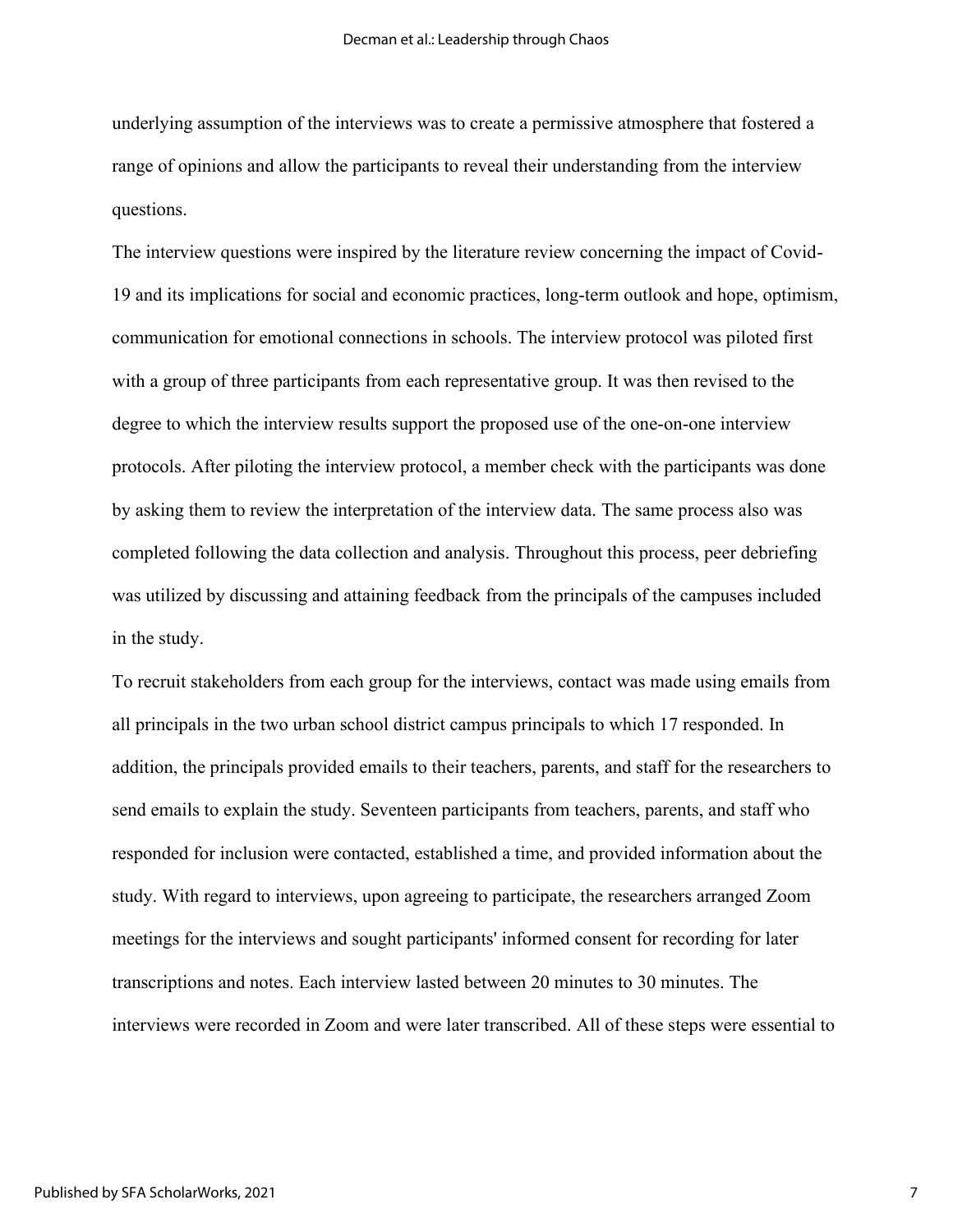underlying assumption of the interviews was to create a permissive atmosphere that fostered a range of opinions and allow the participants to reveal their understanding from the interview questions.

The interview questions were inspired by the literature review concerning the impact of Covid-19 and its implications for social and economic practices, long-term outlook and hope, optimism, communication for emotional connections in schools. The interview protocol was piloted first with a group of three participants from each representative group. It was then revised to the degree to which the interview results support the proposed use of the one-on-one interview protocols. After piloting the interview protocol, a member check with the participants was done by asking them to review the interpretation of the interview data. The same process also was completed following the data collection and analysis. Throughout this process, peer debriefing was utilized by discussing and attaining feedback from the principals of the campuses included in the study.

To recruit stakeholders from each group for the interviews, contact was made using emails from all principals in the two urban school district campus principals to which 17 responded. In addition, the principals provided emails to their teachers, parents, and staff for the researchers to send emails to explain the study. Seventeen participants from teachers, parents, and staff who responded for inclusion were contacted, established a time, and provided information about the study. With regard to interviews, upon agreeing to participate, the researchers arranged Zoom meetings for the interviews and sought participants' informed consent for recording for later transcriptions and notes. Each interview lasted between 20 minutes to 30 minutes. The interviews were recorded in Zoom and were later transcribed. All of these steps were essential to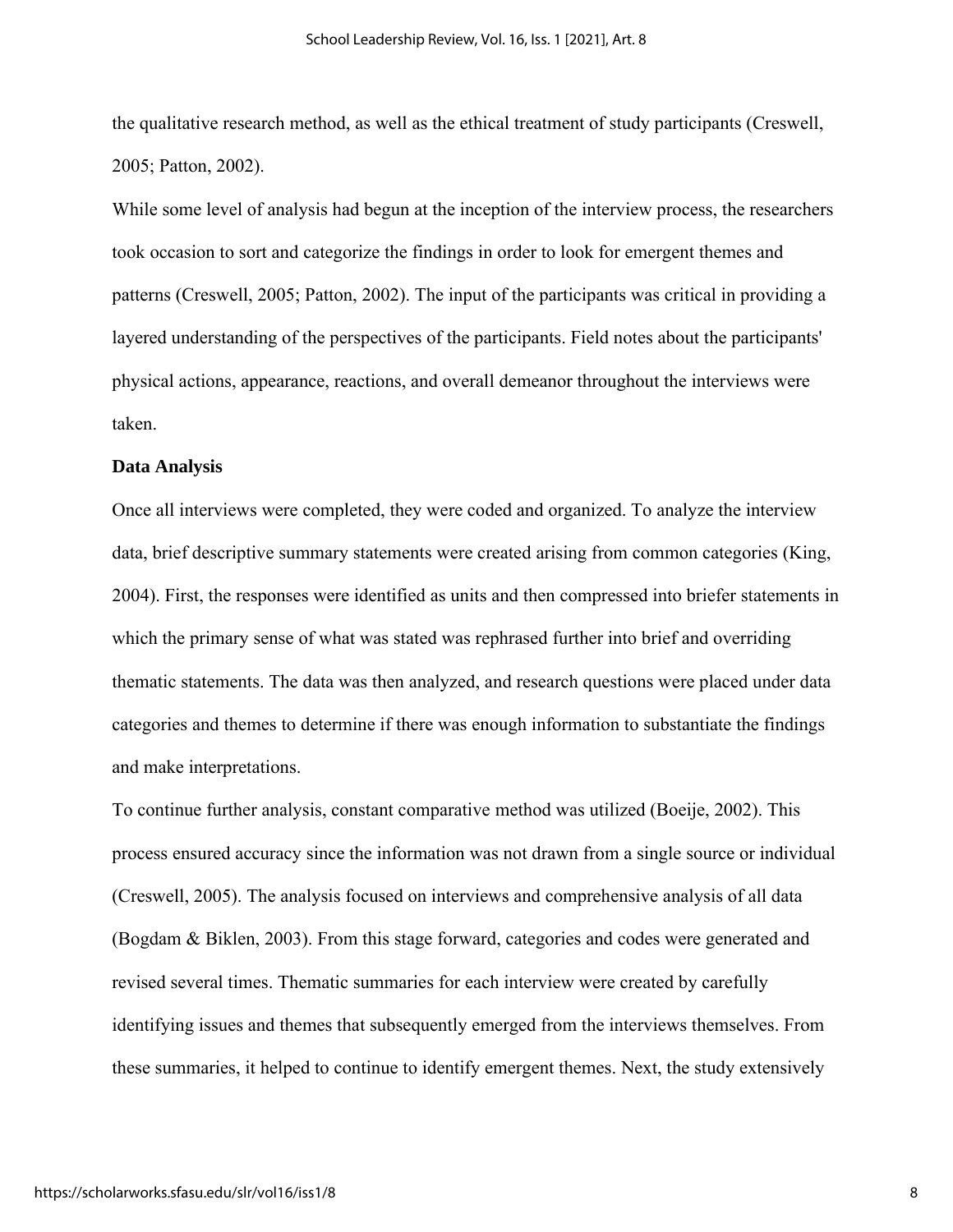the qualitative research method, as well as the ethical treatment of study participants (Creswell, 2005; Patton, 2002).

While some level of analysis had begun at the inception of the interview process, the researchers took occasion to sort and categorize the findings in order to look for emergent themes and patterns (Creswell, 2005; Patton, 2002). The input of the participants was critical in providing a layered understanding of the perspectives of the participants. Field notes about the participants' physical actions, appearance, reactions, and overall demeanor throughout the interviews were taken.

**Data Analysis**

Once all interviews were completed, they were coded and organized. To analyze the interview data, brief descriptive summary statements were created arising from common categories (King, 2004). First, the responses were identified as units and then compressed into briefer statements in which the primary sense of what was stated was rephrased further into brief and overriding thematic statements. The data was then analyzed, and research questions were placed under data categories and themes to determine if there was enough information to substantiate the findings and make interpretations.

To continue further analysis, constant comparative method was utilized (Boeije, 2002). This process ensured accuracy since the information was not drawn from a single source or individual (Creswell, 2005). The analysis focused on interviews and comprehensive analysis of all data (Bogdam & Biklen, 2003). From this stage forward, categories and codes were generated and revised several times. Thematic summaries for each interview were created by carefully identifying issues and themes that subsequently emerged from the interviews themselves. From these summaries, it helped to continue to identify emergent themes. Next, the study extensively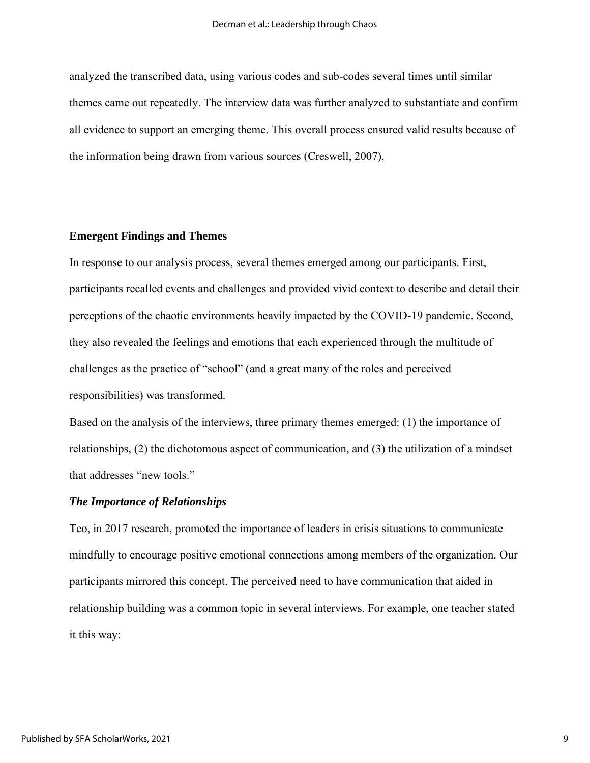analyzed the transcribed data, using various codes and sub-codes several times until similar themes came out repeatedly. The interview data was further analyzed to substantiate and confirm all evidence to support an emerging theme. This overall process ensured valid results because of the information being drawn from various sources (Creswell, 2007).

## Emergent Findings and Themes

In response to our analysis process, several themes emerged among our participants. First, participants recalled events and challenges and provided vivid context to describe and detail their perceptions of the chaotic environments heavily impacted by the COVID-19 pandemic. Second, they also revealed the feelings and emotions that each experienced through the multitude of challenges as the practice of "school" (and a great many of the roles and perceived responsibilities) was transformed.

Based on the analysis of the interviews, three primary themes emerged: (1) the importance of relationships, (2) the dichotomous aspect of communication, and (3) the utilization of a mindset that addresses "new tools."

### *The Importance of Relationships*

Teo, in 2017 research, promoted the importance of leaders in crisis situations to communicate mindfully to encourage positive emotional connections among members of the organization. Our participants mirrored this concept. The perceived need to have communication that aided in relationship building was a common topic in several interviews. For example, one teacher stated it this way: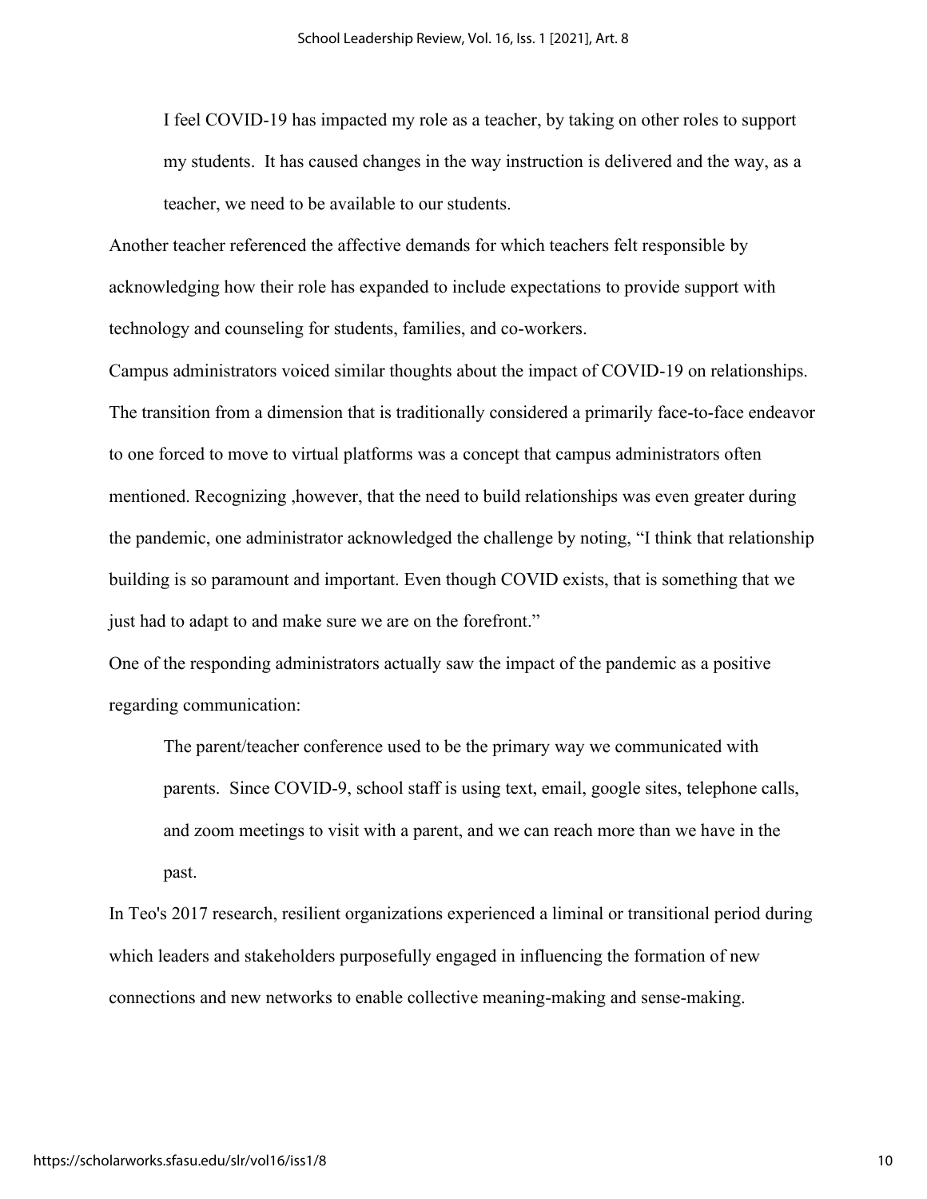> I feel COVID-19 has impacted my role as a teacher, by taking on other roles to support my students. It has caused changes in the way instruction is delivered and the way, as a teacher, we need to be available to our students.

Another teacher referenced the affective demands for which teachers felt responsible by acknowledging how their role has expanded to include expectations to provide support with technology and counseling for students, families, and co-workers.

Campus administrators voiced similar thoughts about the impact of COVID-19 on relationships. The transition from a dimension that is traditionally considered a primarily face-to-face endeavor to one forced to move to virtual platforms was a concept that campus administrators often mentioned. Recognizing ,however, that the need to build relationships was even greater during the pandemic, one administrator acknowledged the challenge by noting, "I think that relationship building is so paramount and important. Even though COVID exists, that is something that we just had to adapt to and make sure we are on the forefront."

One of the responding administrators actually saw the impact of the pandemic as a positive regarding communication:

> The parent/teacher conference used to be the primary way we communicated with parents. Since COVID-9, school staff is using text, email, google sites, telephone calls, and zoom meetings to visit with a parent, and we can reach more than we have in the past.

In Teo's 2017 research, resilient organizations experienced a liminal or transitional period during which leaders and stakeholders purposefully engaged in influencing the formation of new connections and new networks to enable collective meaning-making and sense-making.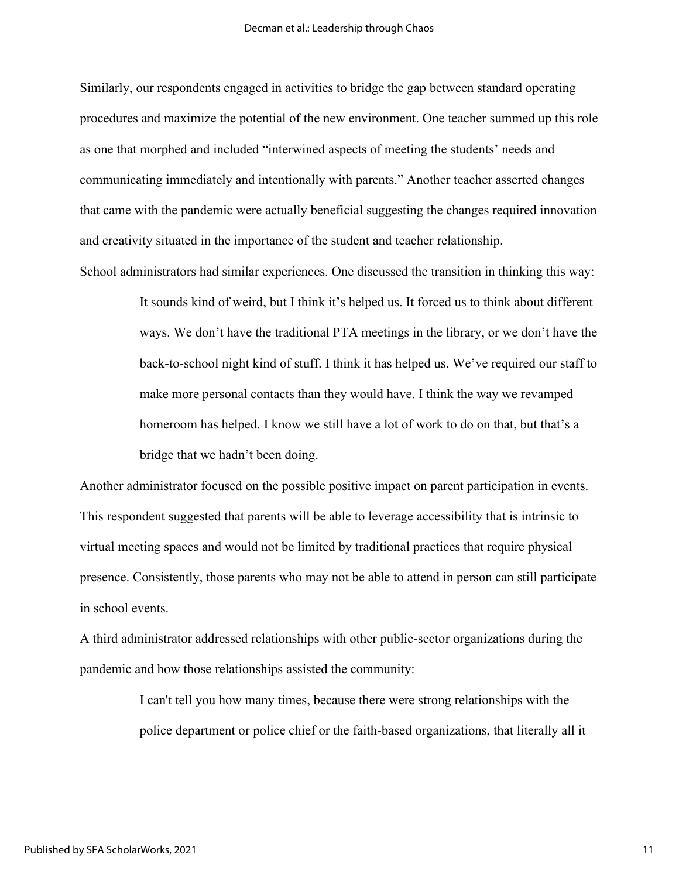Similarly, our respondents engaged in activities to bridge the gap between standard operating procedures and maximize the potential of the new environment. One teacher summed up this role as one that morphed and included "interwined aspects of meeting the students' needs and communicating immediately and intentionally with parents." Another teacher asserted changes that came with the pandemic were actually beneficial suggesting the changes required innovation and creativity situated in the importance of the student and teacher relationship.

School administrators had similar experiences. One discussed the transition in thinking this way:

> It sounds kind of weird, but I think it's helped us. It forced us to think about different ways. We don't have the traditional PTA meetings in the library, or we don't have the back-to-school night kind of stuff. I think it has helped us. We've required our staff to make more personal contacts than they would have. I think the way we revamped homeroom has helped. I know we still have a lot of work to do on that, but that's a bridge that we hadn't been doing.

Another administrator focused on the possible positive impact on parent participation in events. This respondent suggested that parents will be able to leverage accessibility that is intrinsic to virtual meeting spaces and would not be limited by traditional practices that require physical presence. Consistently, those parents who may not be able to attend in person can still participate in school events.

A third administrator addressed relationships with other public-sector organizations during the pandemic and how those relationships assisted the community:

> I can't tell you how many times, because there were strong relationships with the police department or police chief or the faith-based organizations, that literally all it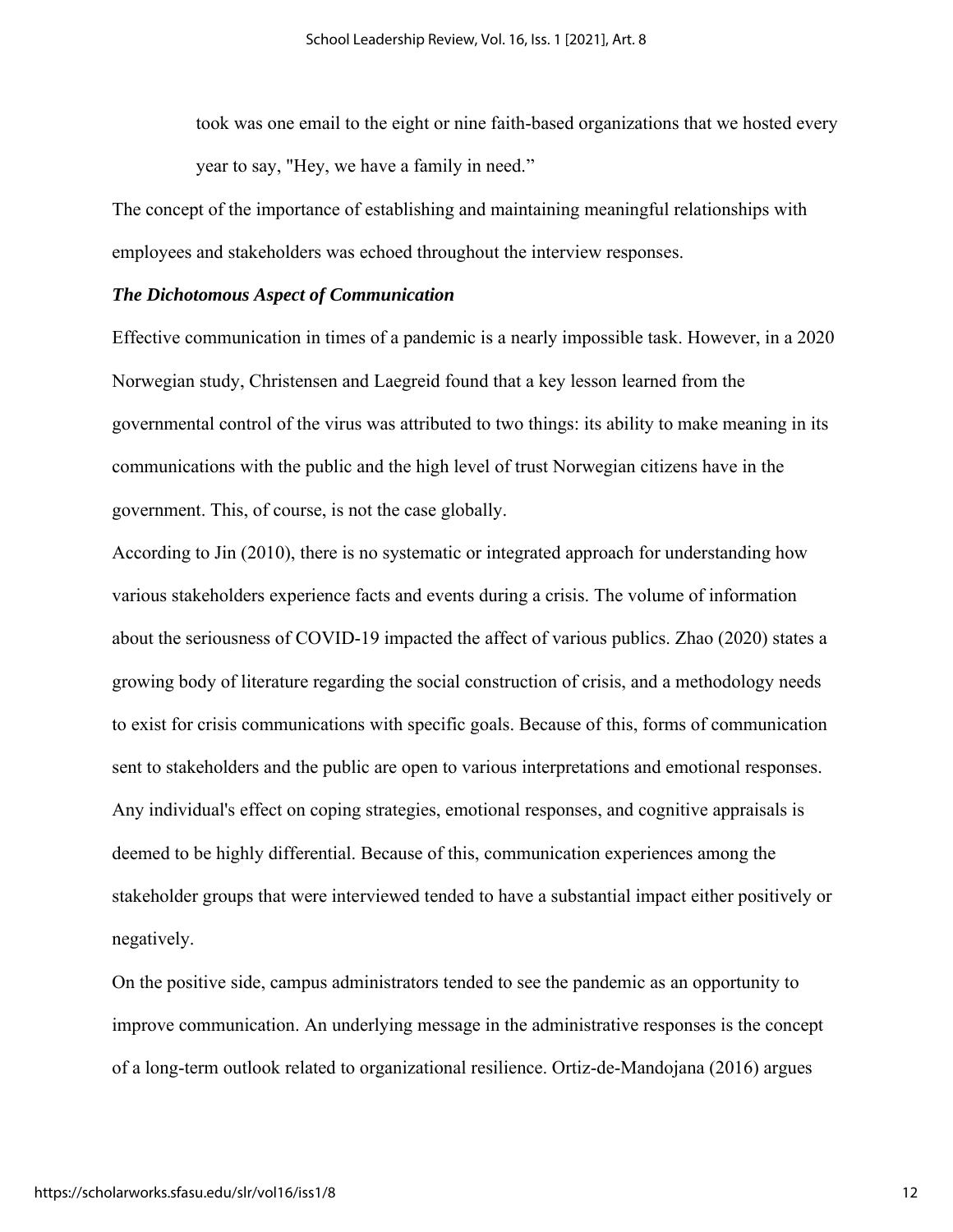> took was one email to the eight or nine faith-based organizations that we hosted every year to say, "Hey, we have a family in need."

The concept of the importance of establishing and maintaining meaningful relationships with employees and stakeholders was echoed throughout the interview responses.

### *The Dichotomous Aspect of Communication*

Effective communication in times of a pandemic is a nearly impossible task. However, in a 2020 Norwegian study, Christensen and Laegreid found that a key lesson learned from the governmental control of the virus was attributed to two things: its ability to make meaning in its communications with the public and the high level of trust Norwegian citizens have in the government. This, of course, is not the case globally.

According to Jin (2010), there is no systematic or integrated approach for understanding how various stakeholders experience facts and events during a crisis. The volume of information about the seriousness of COVID-19 impacted the affect of various publics. Zhao (2020) states a growing body of literature regarding the social construction of crisis, and a methodology needs to exist for crisis communications with specific goals. Because of this, forms of communication sent to stakeholders and the public are open to various interpretations and emotional responses. Any individual's effect on coping strategies, emotional responses, and cognitive appraisals is deemed to be highly differential. Because of this, communication experiences among the stakeholder groups that were interviewed tended to have a substantial impact either positively or negatively.

On the positive side, campus administrators tended to see the pandemic as an opportunity to improve communication. An underlying message in the administrative responses is the concept of a long-term outlook related to organizational resilience. Ortiz-de-Mandojana (2016) argues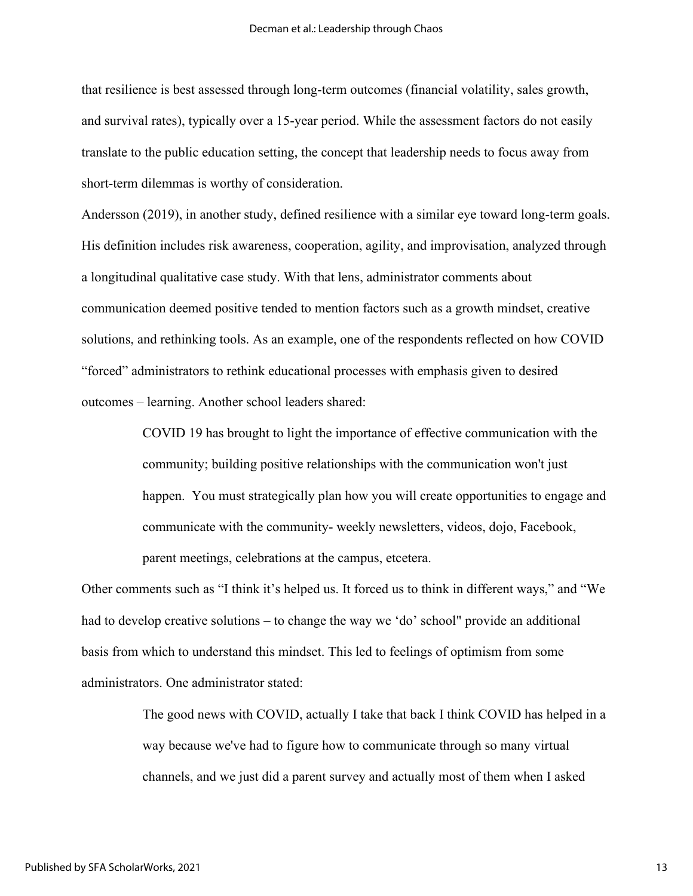that resilience is best assessed through long-term outcomes (financial volatility, sales growth, and survival rates), typically over a 15-year period. While the assessment factors do not easily translate to the public education setting, the concept that leadership needs to focus away from short-term dilemmas is worthy of consideration.

Andersson (2019), in another study, defined resilience with a similar eye toward long-term goals. His definition includes risk awareness, cooperation, agility, and improvisation, analyzed through a longitudinal qualitative case study. With that lens, administrator comments about communication deemed positive tended to mention factors such as a growth mindset, creative solutions, and rethinking tools. As an example, one of the respondents reflected on how COVID "forced" administrators to rethink educational processes with emphasis given to desired outcomes – learning. Another school leaders shared:

> COVID 19 has brought to light the importance of effective communication with the community; building positive relationships with the communication won't just happen. You must strategically plan how you will create opportunities to engage and communicate with the community- weekly newsletters, videos, dojo, Facebook, parent meetings, celebrations at the campus, etcetera.

Other comments such as "I think it's helped us. It forced us to think in different ways," and "We had to develop creative solutions – to change the way we 'do' school" provide an additional basis from which to understand this mindset. This led to feelings of optimism from some administrators. One administrator stated:

> The good news with COVID, actually I take that back I think COVID has helped in a way because we've had to figure how to communicate through so many virtual channels, and we just did a parent survey and actually most of them when I asked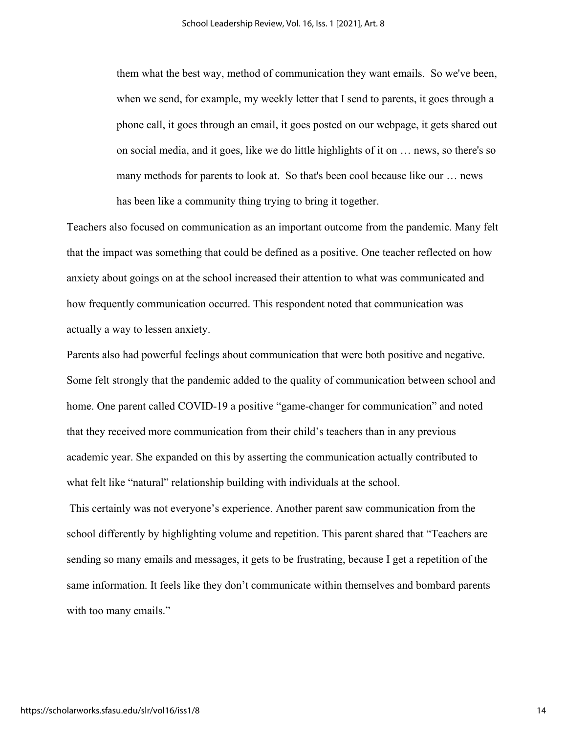> them what the best way, method of communication they want emails. So we've been, when we send, for example, my weekly letter that I send to parents, it goes through a phone call, it goes through an email, it goes posted on our webpage, it gets shared out on social media, and it goes, like we do little highlights of it on … news, so there's so many methods for parents to look at. So that's been cool because like our … news has been like a community thing trying to bring it together.

Teachers also focused on communication as an important outcome from the pandemic. Many felt that the impact was something that could be defined as a positive. One teacher reflected on how anxiety about goings on at the school increased their attention to what was communicated and how frequently communication occurred. This respondent noted that communication was actually a way to lessen anxiety.

Parents also had powerful feelings about communication that were both positive and negative. Some felt strongly that the pandemic added to the quality of communication between school and home. One parent called COVID-19 a positive "game-changer for communication" and noted that they received more communication from their child's teachers than in any previous academic year. She expanded on this by asserting the communication actually contributed to what felt like "natural" relationship building with individuals at the school.

This certainly was not everyone's experience. Another parent saw communication from the school differently by highlighting volume and repetition. This parent shared that "Teachers are sending so many emails and messages, it gets to be frustrating, because I get a repetition of the same information. It feels like they don't communicate within themselves and bombard parents with too many emails."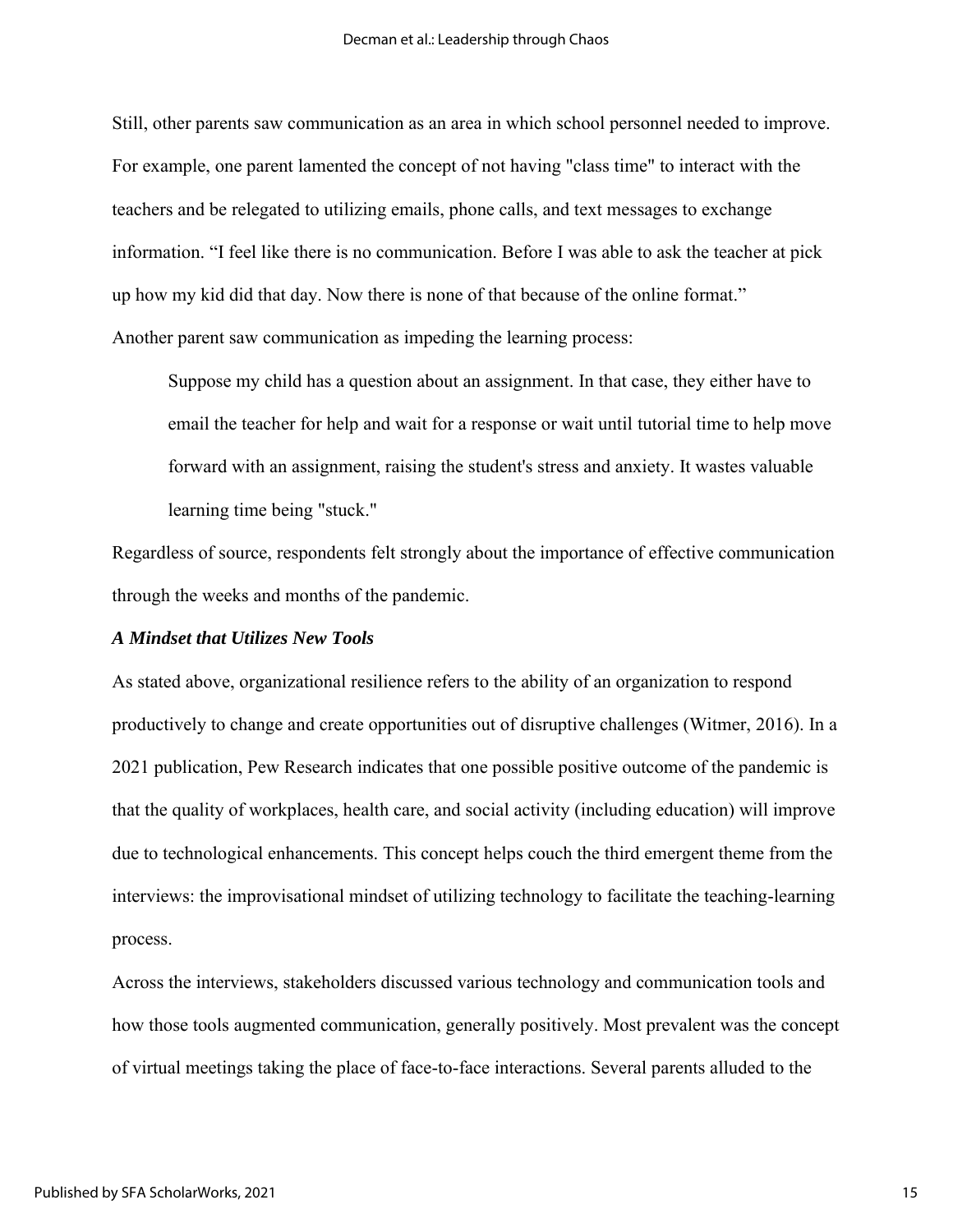Still, other parents saw communication as an area in which school personnel needed to improve. For example, one parent lamented the concept of not having "class time" to interact with the teachers and be relegated to utilizing emails, phone calls, and text messages to exchange information. “I feel like there is no communication. Before I was able to ask the teacher at pick up how my kid did that day. Now there is none of that because of the online format.”

Another parent saw communication as impeding the learning process:

> Suppose my child has a question about an assignment. In that case, they either have to email the teacher for help and wait for a response or wait until tutorial time to help move forward with an assignment, raising the student's stress and anxiety. It wastes valuable learning time being "stuck."

Regardless of source, respondents felt strongly about the importance of effective communication through the weeks and months of the pandemic.

### *A Mindset that Utilizes New Tools*

As stated above, organizational resilience refers to the ability of an organization to respond productively to change and create opportunities out of disruptive challenges (Witmer, 2016). In a 2021 publication, Pew Research indicates that one possible positive outcome of the pandemic is that the quality of workplaces, health care, and social activity (including education) will improve due to technological enhancements. This concept helps couch the third emergent theme from the interviews: the improvisational mindset of utilizing technology to facilitate the teaching-learning process.

Across the interviews, stakeholders discussed various technology and communication tools and how those tools augmented communication, generally positively. Most prevalent was the concept of virtual meetings taking the place of face-to-face interactions. Several parents alluded to the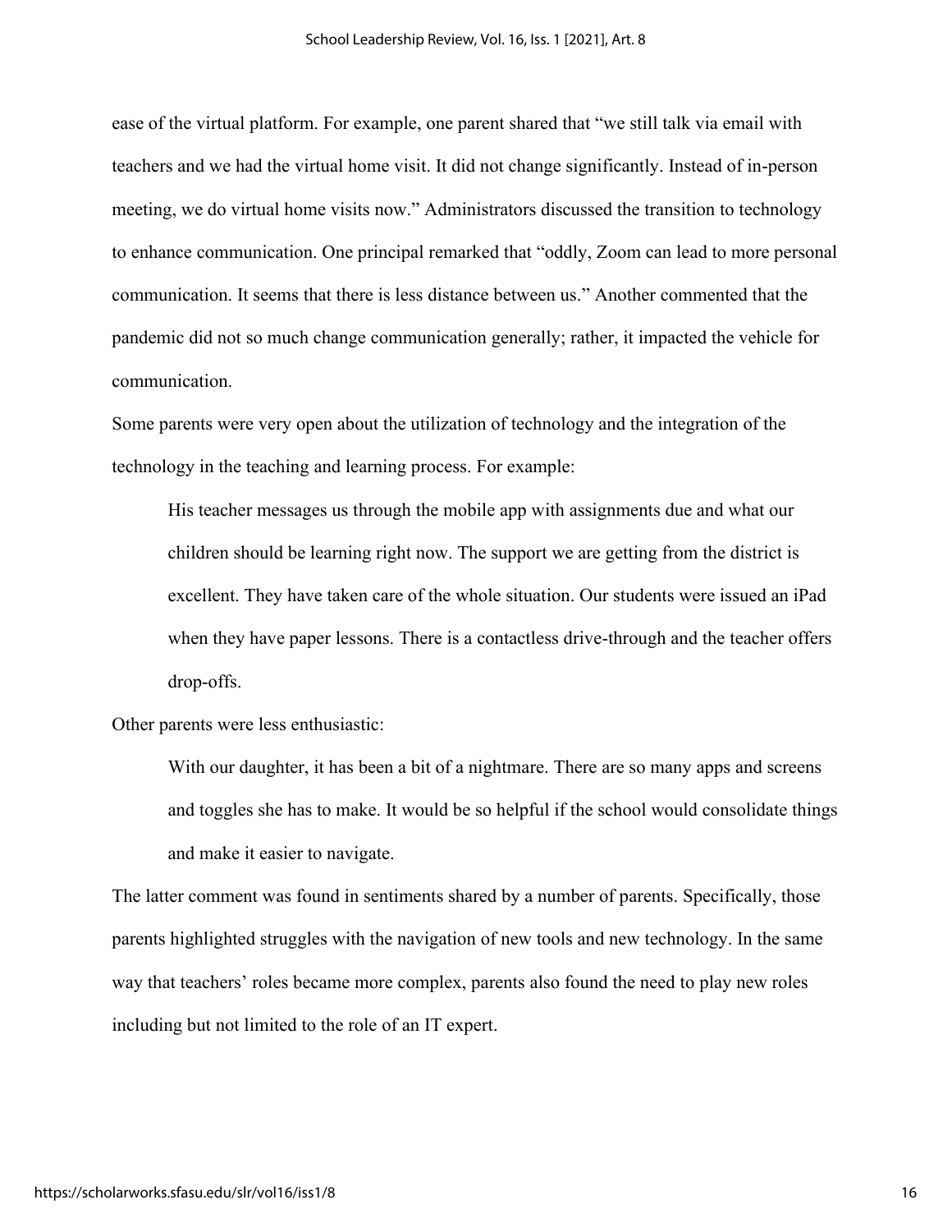ease of the virtual platform. For example, one parent shared that "we still talk via email with teachers and we had the virtual home visit. It did not change significantly. Instead of in-person meeting, we do virtual home visits now." Administrators discussed the transition to technology to enhance communication. One principal remarked that "oddly, Zoom can lead to more personal communication. It seems that there is less distance between us." Another commented that the pandemic did not so much change communication generally; rather, it impacted the vehicle for communication.

Some parents were very open about the utilization of technology and the integration of the technology in the teaching and learning process. For example:

> His teacher messages us through the mobile app with assignments due and what our children should be learning right now. The support we are getting from the district is excellent. They have taken care of the whole situation. Our students were issued an iPad when they have paper lessons. There is a contactless drive-through and the teacher offers drop-offs.

Other parents were less enthusiastic:

> With our daughter, it has been a bit of a nightmare. There are so many apps and screens and toggles she has to make. It would be so helpful if the school would consolidate things and make it easier to navigate.

The latter comment was found in sentiments shared by a number of parents. Specifically, those parents highlighted struggles with the navigation of new tools and new technology. In the same way that teachers' roles became more complex, parents also found the need to play new roles including but not limited to the role of an IT expert.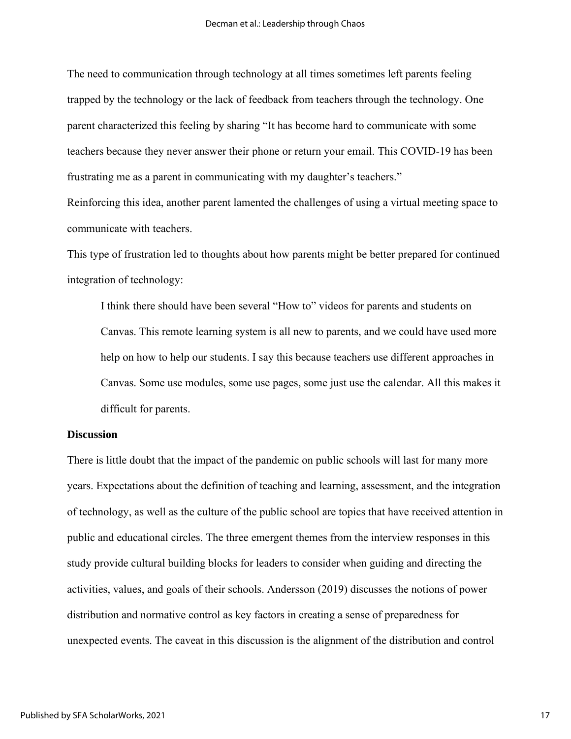The need to communication through technology at all times sometimes left parents feeling trapped by the technology or the lack of feedback from teachers through the technology. One parent characterized this feeling by sharing "It has become hard to communicate with some teachers because they never answer their phone or return your email. This COVID-19 has been frustrating me as a parent in communicating with my daughter's teachers."

Reinforcing this idea, another parent lamented the challenges of using a virtual meeting space to communicate with teachers.

This type of frustration led to thoughts about how parents might be better prepared for continued integration of technology:

> I think there should have been several "How to" videos for parents and students on Canvas. This remote learning system is all new to parents, and we could have used more help on how to help our students. I say this because teachers use different approaches in Canvas. Some use modules, some use pages, some just use the calendar. All this makes it difficult for parents.

**Discussion**

There is little doubt that the impact of the pandemic on public schools will last for many more years. Expectations about the definition of teaching and learning, assessment, and the integration of technology, as well as the culture of the public school are topics that have received attention in public and educational circles. The three emergent themes from the interview responses in this study provide cultural building blocks for leaders to consider when guiding and directing the activities, values, and goals of their schools. Andersson (2019) discusses the notions of power distribution and normative control as key factors in creating a sense of preparedness for unexpected events. The caveat in this discussion is the alignment of the distribution and control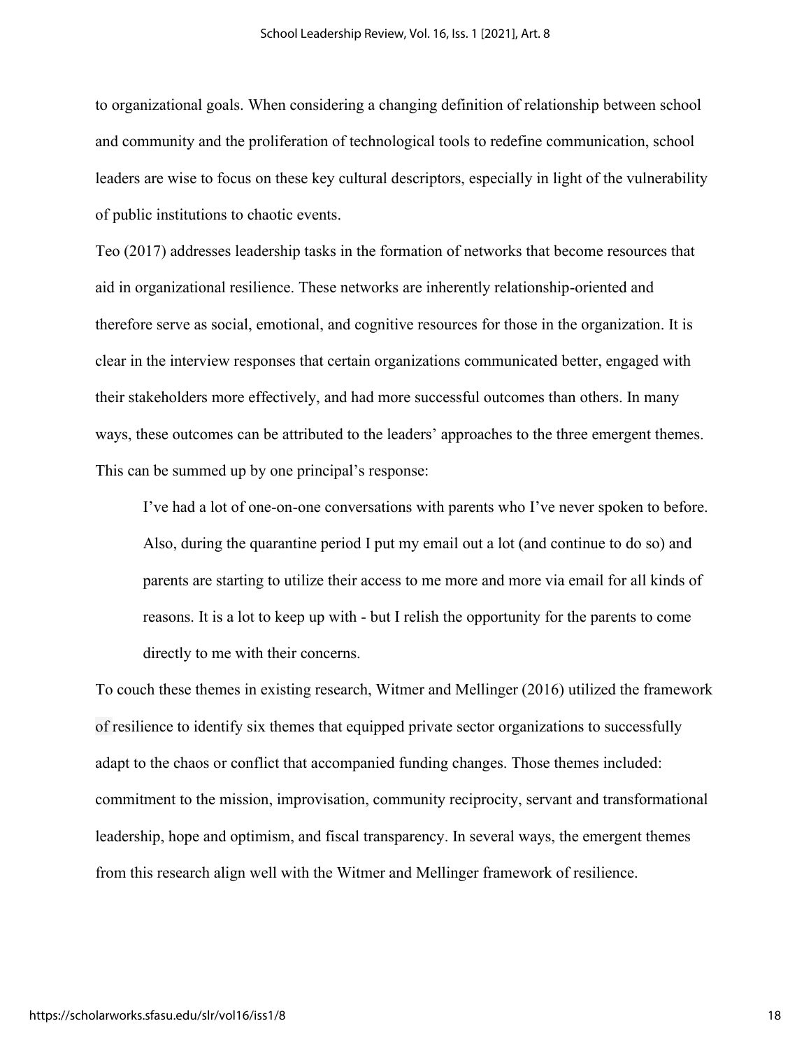to organizational goals. When considering a changing definition of relationship between school and community and the proliferation of technological tools to redefine communication, school leaders are wise to focus on these key cultural descriptors, especially in light of the vulnerability of public institutions to chaotic events.

Teo (2017) addresses leadership tasks in the formation of networks that become resources that aid in organizational resilience. These networks are inherently relationship-oriented and therefore serve as social, emotional, and cognitive resources for those in the organization. It is clear in the interview responses that certain organizations communicated better, engaged with their stakeholders more effectively, and had more successful outcomes than others. In many ways, these outcomes can be attributed to the leaders' approaches to the three emergent themes. This can be summed up by one principal's response:

> I've had a lot of one-on-one conversations with parents who I've never spoken to before. Also, during the quarantine period I put my email out a lot (and continue to do so) and parents are starting to utilize their access to me more and more via email for all kinds of reasons. It is a lot to keep up with - but I relish the opportunity for the parents to come directly to me with their concerns.

To couch these themes in existing research, Witmer and Mellinger (2016) utilized the framework of resilience to identify six themes that equipped private sector organizations to successfully adapt to the chaos or conflict that accompanied funding changes. Those themes included: commitment to the mission, improvisation, community reciprocity, servant and transformational leadership, hope and optimism, and fiscal transparency. In several ways, the emergent themes from this research align well with the Witmer and Mellinger framework of resilience.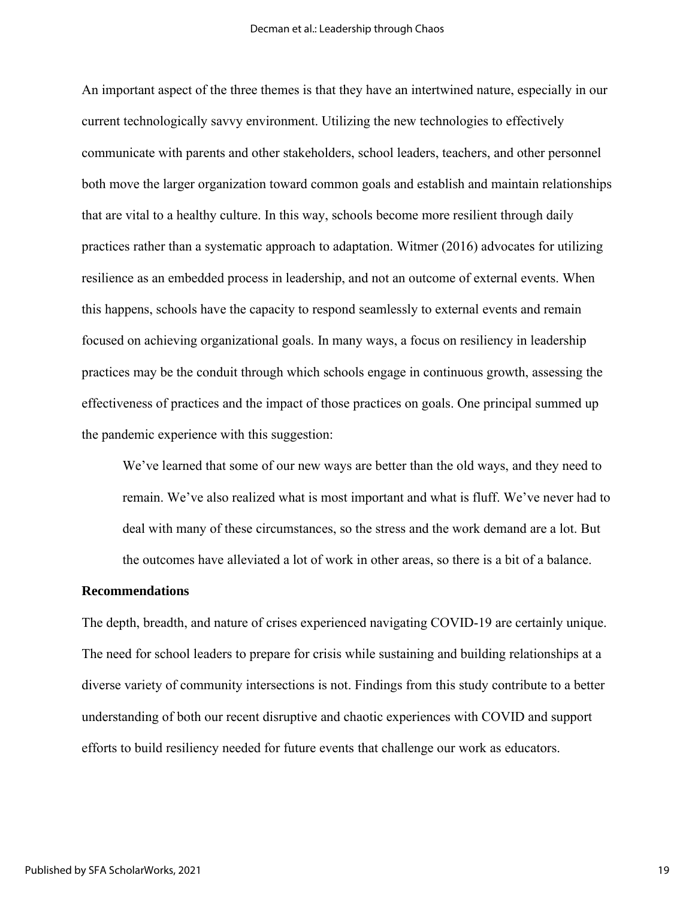An important aspect of the three themes is that they have an intertwined nature, especially in our current technologically savvy environment. Utilizing the new technologies to effectively communicate with parents and other stakeholders, school leaders, teachers, and other personnel both move the larger organization toward common goals and establish and maintain relationships that are vital to a healthy culture. In this way, schools become more resilient through daily practices rather than a systematic approach to adaptation. Witmer (2016) advocates for utilizing resilience as an embedded process in leadership, and not an outcome of external events. When this happens, schools have the capacity to respond seamlessly to external events and remain focused on achieving organizational goals. In many ways, a focus on resiliency in leadership practices may be the conduit through which schools engage in continuous growth, assessing the effectiveness of practices and the impact of those practices on goals. One principal summed up the pandemic experience with this suggestion:

> We've learned that some of our new ways are better than the old ways, and they need to remain. We've also realized what is most important and what is fluff. We've never had to deal with many of these circumstances, so the stress and the work demand are a lot. But the outcomes have alleviated a lot of work in other areas, so there is a bit of a balance.

### Recommendations

The depth, breadth, and nature of crises experienced navigating COVID-19 are certainly unique. The need for school leaders to prepare for crisis while sustaining and building relationships at a diverse variety of community intersections is not. Findings from this study contribute to a better understanding of both our recent disruptive and chaotic experiences with COVID and support efforts to build resiliency needed for future events that challenge our work as educators.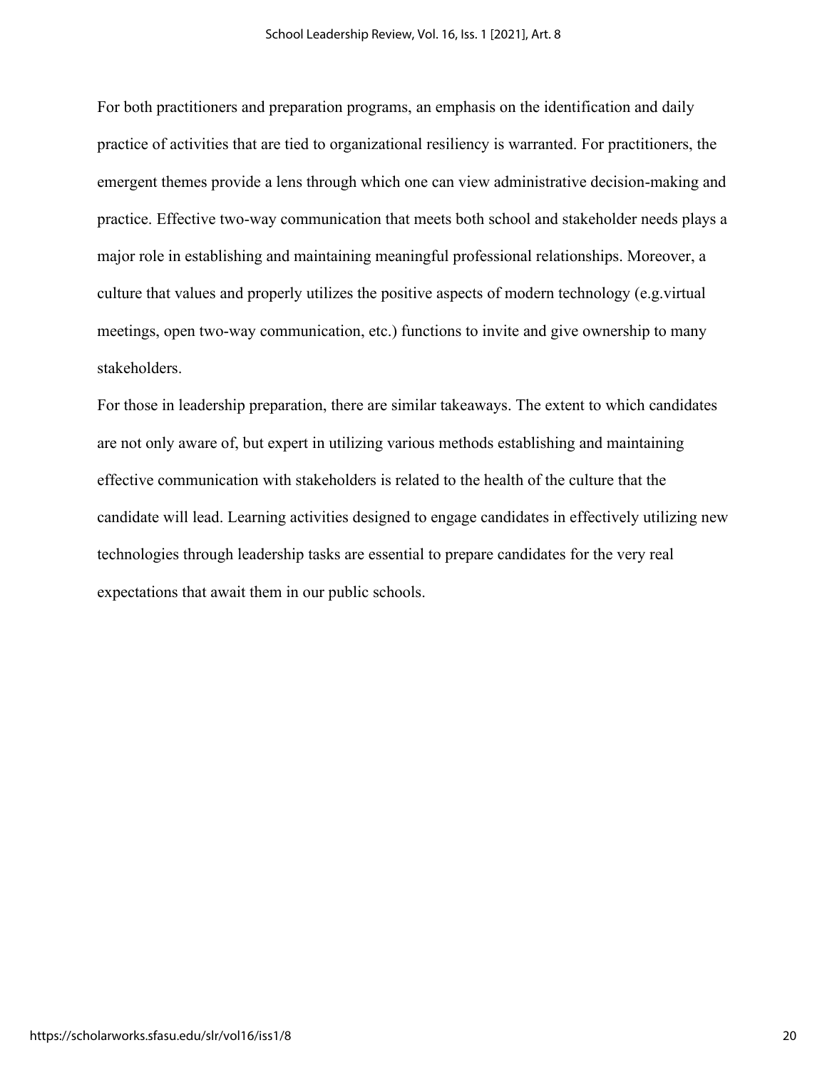For both practitioners and preparation programs, an emphasis on the identification and daily practice of activities that are tied to organizational resiliency is warranted. For practitioners, the emergent themes provide a lens through which one can view administrative decision-making and practice. Effective two-way communication that meets both school and stakeholder needs plays a major role in establishing and maintaining meaningful professional relationships. Moreover, a culture that values and properly utilizes the positive aspects of modern technology (e.g.virtual meetings, open two-way communication, etc.) functions to invite and give ownership to many stakeholders.

For those in leadership preparation, there are similar takeaways. The extent to which candidates are not only aware of, but expert in utilizing various methods establishing and maintaining effective communication with stakeholders is related to the health of the culture that the candidate will lead. Learning activities designed to engage candidates in effectively utilizing new technologies through leadership tasks are essential to prepare candidates for the very real expectations that await them in our public schools.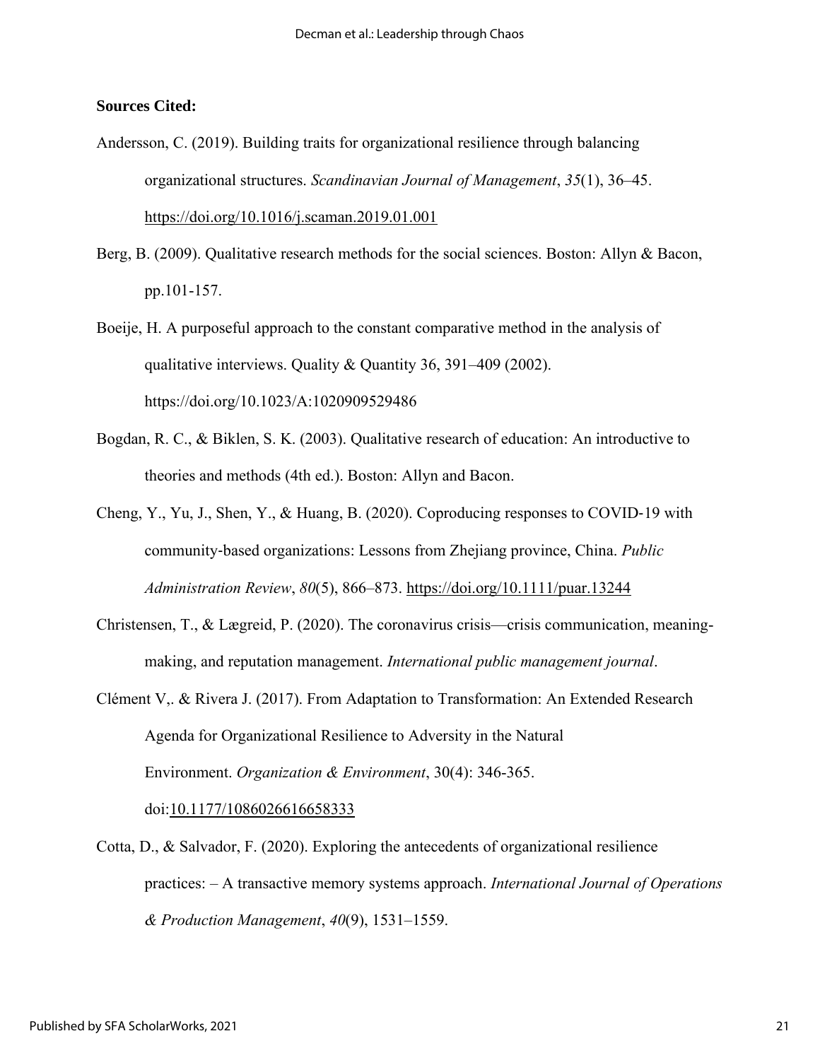**Sources Cited:**

Andersson, C. (2019). Building traits for organizational resilience through balancing organizational structures. *Scandinavian Journal of Management*, *35*(1), 36–45. https://doi.org/10.1016/j.scaman.2019.01.001

Berg, B. (2009). Qualitative research methods for the social sciences. Boston: Allyn & Bacon, pp.101-157.

Boeije, H. A purposeful approach to the constant comparative method in the analysis of qualitative interviews. Quality & Quantity 36, 391–409 (2002). https://doi.org/10.1023/A:1020909529486

Bogdan, R. C., & Biklen, S. K. (2003). Qualitative research of education: An introductive to theories and methods (4th ed.). Boston: Allyn and Bacon.

Cheng, Y., Yu, J., Shen, Y., & Huang, B. (2020). Coproducing responses to COVID‐19 with community‐based organizations: Lessons from Zhejiang province, China. *Public Administration Review*, *80*(5), 866–873. https://doi.org/10.1111/puar.13244

Christensen, T., & Lægreid, P. (2020). The coronavirus crisis—crisis communication, meaning-making, and reputation management. *International public management journal*.

Clément V,. & Rivera J. (2017). From Adaptation to Transformation: An Extended Research Agenda for Organizational Resilience to Adversity in the Natural Environment. *Organization & Environment*, 30(4): 346-365. doi:10.1177/1086026616658333

Cotta, D., & Salvador, F. (2020). Exploring the antecedents of organizational resilience practices: – A transactive memory systems approach. *International Journal of Operations & Production Management*, *40*(9), 1531–1559.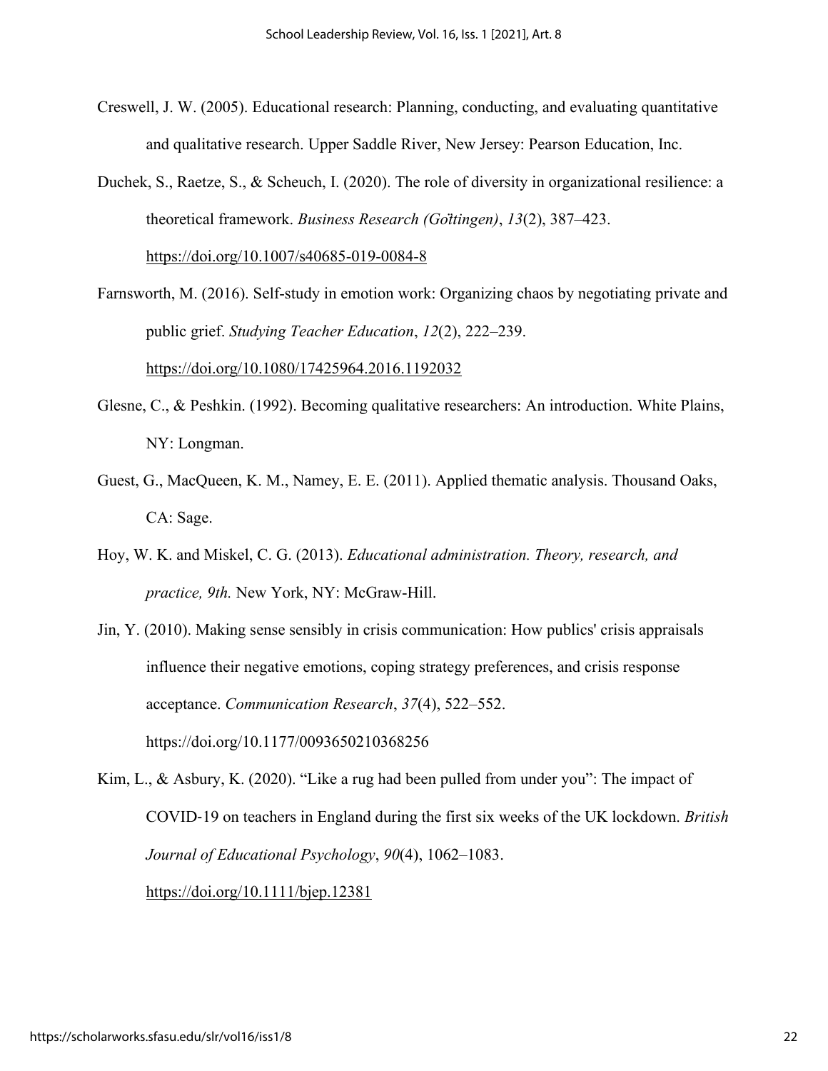Creswell, J. W. (2005). Educational research: Planning, conducting, and evaluating quantitative and qualitative research. Upper Saddle River, New Jersey: Pearson Education, Inc.

Duchek, S., Raetze, S., & Scheuch, I. (2020). The role of diversity in organizational resilience: a theoretical framework. *Business Research (Göttingen)*, *13*(2), 387–423. https://doi.org/10.1007/s40685-019-0084-8

Farnsworth, M. (2016). Self-study in emotion work: Organizing chaos by negotiating private and public grief. *Studying Teacher Education*, *12*(2), 222–239. https://doi.org/10.1080/17425964.2016.1192032

Glesne, C., & Peshkin. (1992). Becoming qualitative researchers: An introduction. White Plains, NY: Longman.

Guest, G., MacQueen, K. M., Namey, E. E. (2011). Applied thematic analysis. Thousand Oaks, CA: Sage.

Hoy, W. K. and Miskel, C. G. (2013). *Educational administration. Theory, research, and practice, 9th.* New York, NY: McGraw-Hill.

Jin, Y. (2010). Making sense sensibly in crisis communication: How publics' crisis appraisals influence their negative emotions, coping strategy preferences, and crisis response acceptance. *Communication Research*, *37*(4), 522–552. https://doi.org/10.1177/0093650210368256

Kim, L., & Asbury, K. (2020). "Like a rug had been pulled from under you": The impact of COVID-19 on teachers in England during the first six weeks of the UK lockdown. *British Journal of Educational Psychology*, *90*(4), 1062–1083. https://doi.org/10.1111/bjep.12381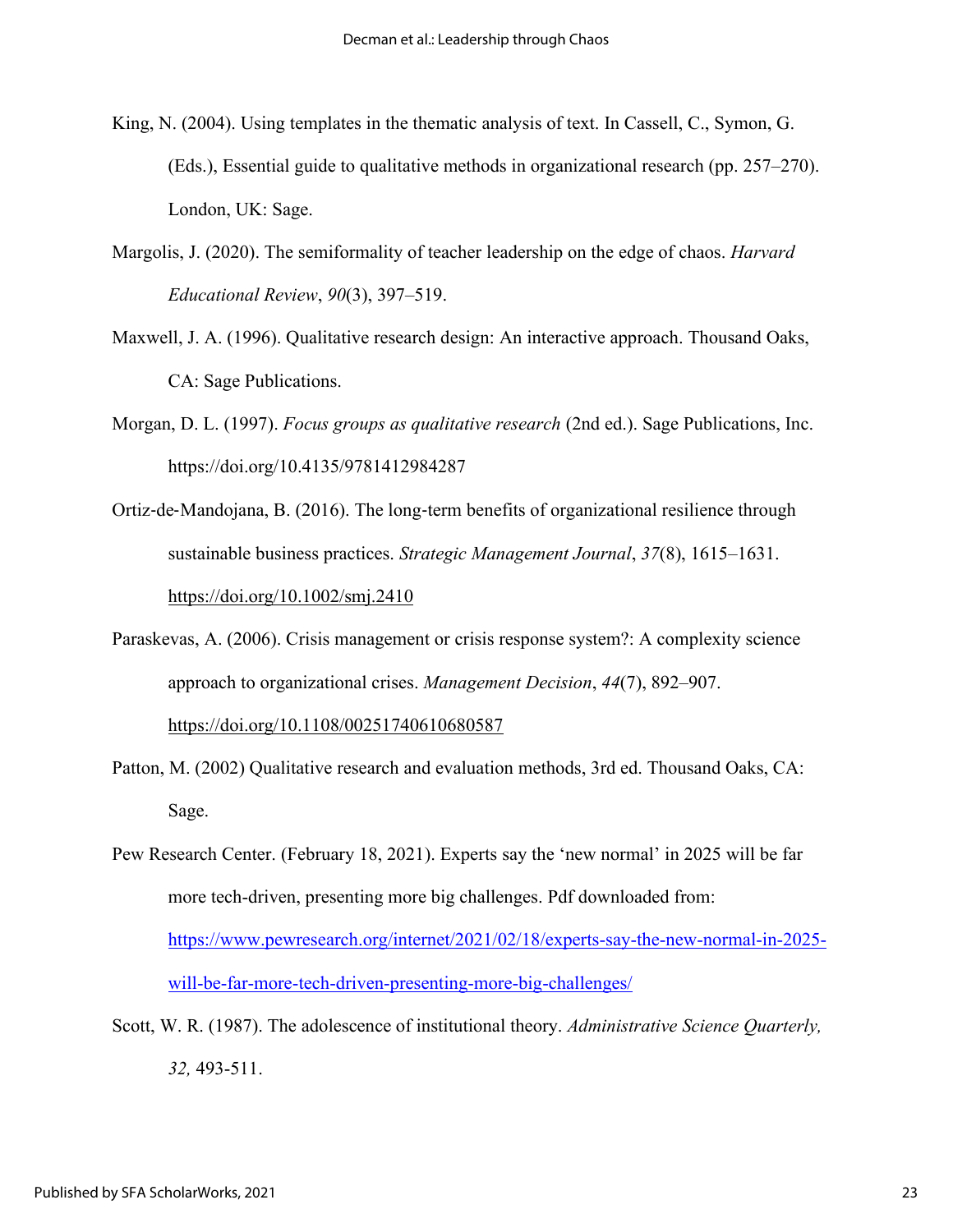King, N. (2004). Using templates in the thematic analysis of text. In Cassell, C., Symon, G. (Eds.), Essential guide to qualitative methods in organizational research (pp. 257–270). London, UK: Sage.

Margolis, J. (2020). The semiformality of teacher leadership on the edge of chaos. *Harvard Educational Review*, *90*(3), 397–519.

Maxwell, J. A. (1996). Qualitative research design: An interactive approach. Thousand Oaks, CA: Sage Publications.

Morgan, D. L. (1997). *Focus groups as qualitative research* (2nd ed.). Sage Publications, Inc. https://doi.org/10.4135/9781412984287

Ortiz-de-Mandojana, B. (2016). The long-term benefits of organizational resilience through sustainable business practices. *Strategic Management Journal*, *37*(8), 1615–1631. https://doi.org/10.1002/smj.2410

Paraskevas, A. (2006). Crisis management or crisis response system?: A complexity science approach to organizational crises. *Management Decision*, *44*(7), 892–907. https://doi.org/10.1108/00251740610680587

Patton, M. (2002) Qualitative research and evaluation methods, 3rd ed. Thousand Oaks, CA: Sage.

Pew Research Center. (February 18, 2021). Experts say the 'new normal' in 2025 will be far more tech-driven, presenting more big challenges. Pdf downloaded from: https://www.pewresearch.org/internet/2021/02/18/experts-say-the-new-normal-in-2025-will-be-far-more-tech-driven-presenting-more-big-challenges/

Scott, W. R. (1987). The adolescence of institutional theory. *Administrative Science Quarterly, 32,* 493-511.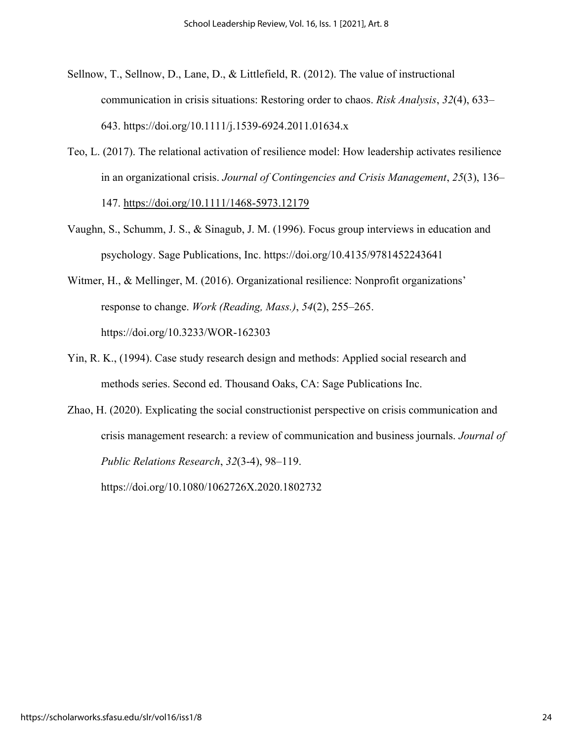Sellnow, T., Sellnow, D., Lane, D., & Littlefield, R. (2012). The value of instructional communication in crisis situations: Restoring order to chaos. *Risk Analysis*, *32*(4), 633–643. https://doi.org/10.1111/j.1539-6924.2011.01634.x

Teo, L. (2017). The relational activation of resilience model: How leadership activates resilience in an organizational crisis. *Journal of Contingencies and Crisis Management*, *25*(3), 136–147. https://doi.org/10.1111/1468-5973.12179

Vaughn, S., Schumm, J. S., & Sinagub, J. M. (1996). Focus group interviews in education and psychology. Sage Publications, Inc. https://doi.org/10.4135/9781452243641

Witmer, H., & Mellinger, M. (2016). Organizational resilience: Nonprofit organizations' response to change. *Work (Reading, Mass.)*, *54*(2), 255–265. https://doi.org/10.3233/WOR-162303

Yin, R. K., (1994). Case study research design and methods: Applied social research and methods series. Second ed. Thousand Oaks, CA: Sage Publications Inc.

Zhao, H. (2020). Explicating the social constructionist perspective on crisis communication and crisis management research: a review of communication and business journals. *Journal of Public Relations Research*, *32*(3-4), 98–119. https://doi.org/10.1080/1062726X.2020.1802732